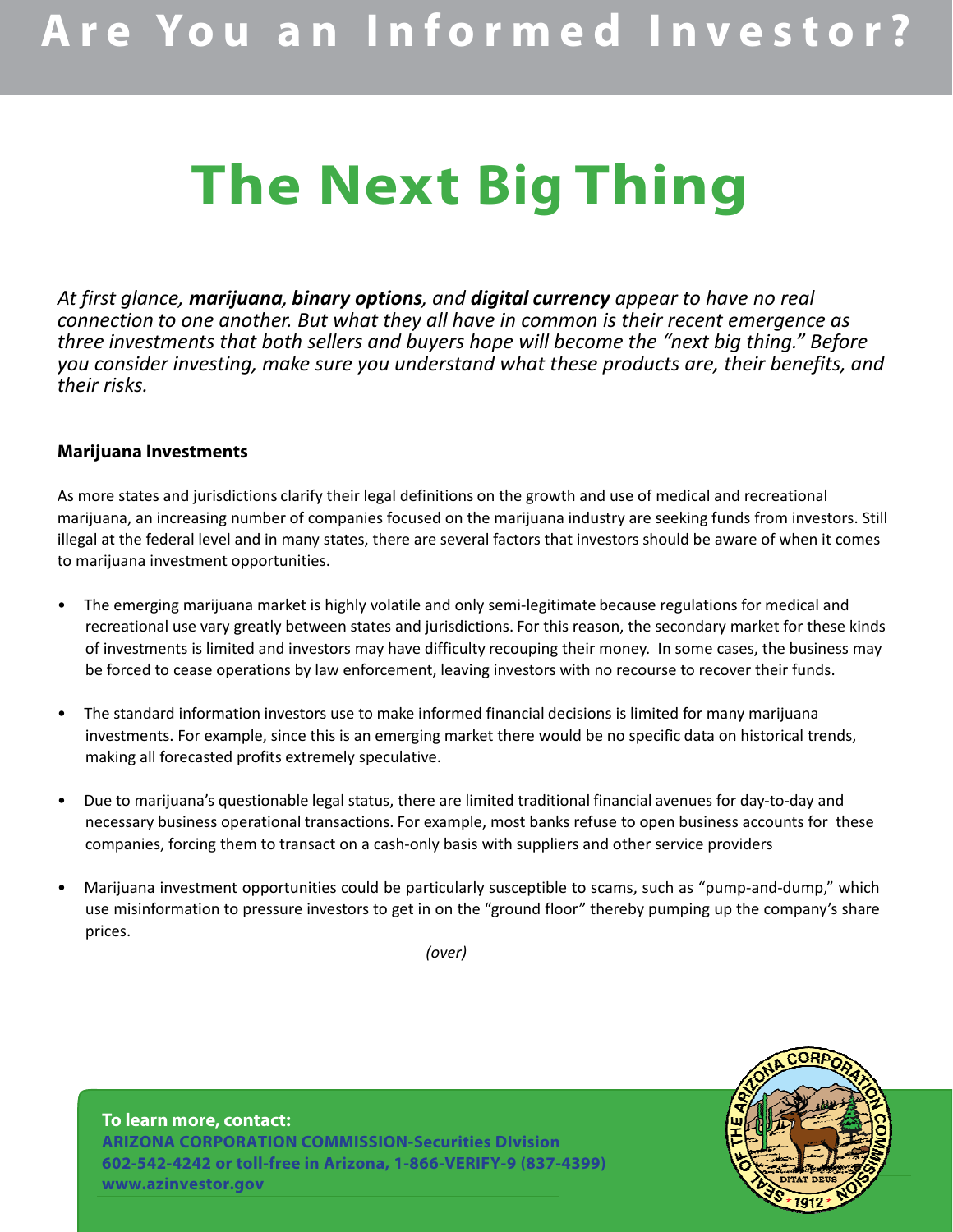# Are You an Informed Investor?

# The Next Big Thing

*At first glance, **marijuana**, **binary options**, and **digital currency** appear to have no real connection to one another. But what they all have in common is their recent emergence as three investments that both sellers and buyers hope will become the "next big thing." Before you consider investing, make sure you understand what these products are, their benefits, and their risks.*

### Marijuana Investments

As more states and jurisdictions clarify their legal definitions on the growth and use of medical and recreational marijuana, an increasing number of companies focused on the marijuana industry are seeking funds from investors. Still illegal at the federal level and in many states, there are several factors that investors should be aware of when it comes to marijuana investment opportunities.

- The emerging marijuana market is highly volatile and only semi-legitimate because regulations for medical and recreational use vary greatly between states and jurisdictions. For this reason, the secondary market for these kinds of investments is limited and investors may have difficulty recouping their money. In some cases, the business may be forced to cease operations by law enforcement, leaving investors with no recourse to recover their funds.

- The standard information investors use to make informed financial decisions is limited for many marijuana investments. For example, since this is an emerging market there would be no specific data on historical trends, making all forecasted profits extremely speculative.

- Due to marijuana's questionable legal status, there are limited traditional financial avenues for day-to-day and necessary business operational transactions. For example, most banks refuse to open business accounts for these companies, forcing them to transact on a cash-only basis with suppliers and other service providers

- Marijuana investment opportunities could be particularly susceptible to scams, such as "pump-and-dump," which use misinformation to pressure investors to get in on the "ground floor" thereby pumping up the company's share prices.

*(over)*

**To learn more, contact:**
**ARIZONA CORPORATION COMMISSION-Securities DIvision**
**602-542-4242 or toll-free in Arizona, 1-866-VERIFY-9 (837-4399)**
**www.azinvestor.gov**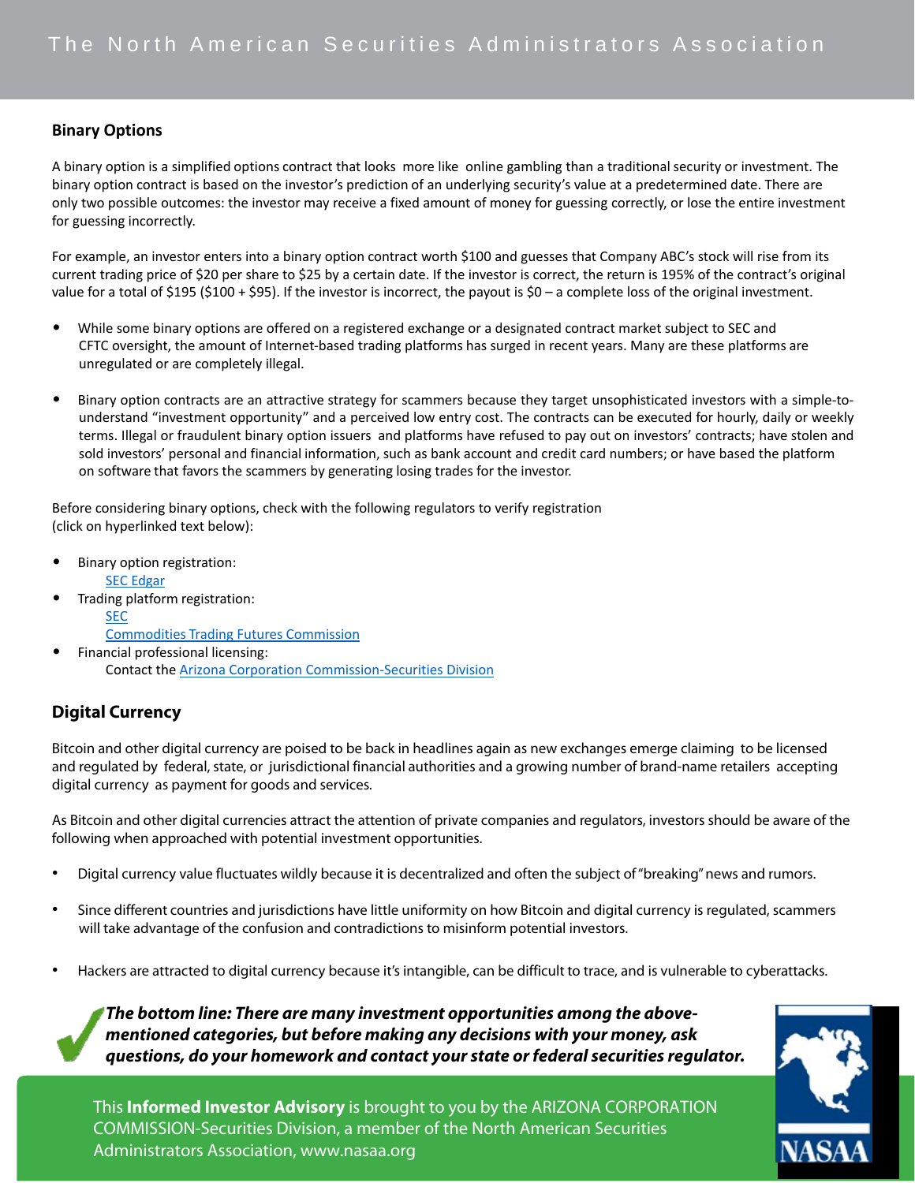## Binary Options

A binary option is a simplified options contract that looks more like online gambling than a traditional security or investment. The binary option contract is based on the investor's prediction of an underlying security's value at a predetermined date. There are only two possible outcomes: the investor may receive a fixed amount of money for guessing correctly, or lose the entire investment for guessing incorrectly.

For example, an investor enters into a binary option contract worth $100 and guesses that Company ABC's stock will rise from its current trading price of $20 per share to $25 by a certain date. If the investor is correct, the return is 195% of the contract's original value for a total of $195 ($100 + $95). If the investor is incorrect, the payout is $0 – a complete loss of the original investment.

- While some binary options are offered on a registered exchange or a designated contract market subject to SEC and CFTC oversight, the amount of Internet-based trading platforms has surged in recent years. Many are these platforms are unregulated or are completely illegal.

- Binary option contracts are an attractive strategy for scammers because they target unsophisticated investors with a simple-to-understand "investment opportunity" and a perceived low entry cost. The contracts can be executed for hourly, daily or weekly terms. Illegal or fraudulent binary option issuers and platforms have refused to pay out on investors' contracts; have stolen and sold investors' personal and financial information, such as bank account and credit card numbers; or have based the platform on software that favors the scammers by generating losing trades for the investor.

Before considering binary options, check with the following regulators to verify registration (click on hyperlinked text below):

- Binary option registration:
  SEC Edgar
- Trading platform registration:
  SEC
  Commodities Trading Futures Commission
- Financial professional licensing:
  Contact the Arizona Corporation Commission-Securities Division

## Digital Currency

Bitcoin and other digital currency are poised to be back in headlines again as new exchanges emerge claiming to be licensed and regulated by federal, state, or jurisdictional financial authorities and a growing number of brand-name retailers accepting digital currency as payment for goods and services.

As Bitcoin and other digital currencies attract the attention of private companies and regulators, investors should be aware of the following when approached with potential investment opportunities.

- Digital currency value fluctuates wildly because it is decentralized and often the subject of "breaking" news and rumors.

- Since different countries and jurisdictions have little uniformity on how Bitcoin and digital currency is regulated, scammers will take advantage of the confusion and contradictions to misinform potential investors.

- Hackers are attracted to digital currency because it's intangible, can be difficult to trace, and is vulnerable to cyberattacks.

***The bottom line: There are many investment opportunities among the above-mentioned categories, but before making any decisions with your money, ask questions, do your homework and contact your state or federal securities regulator.***

This **Informed Investor Advisory** is brought to you by the ARIZONA CORPORATION COMMISSION-Securities Division, a member of the North American Securities Administrators Association, www.nasaa.org

NASAA